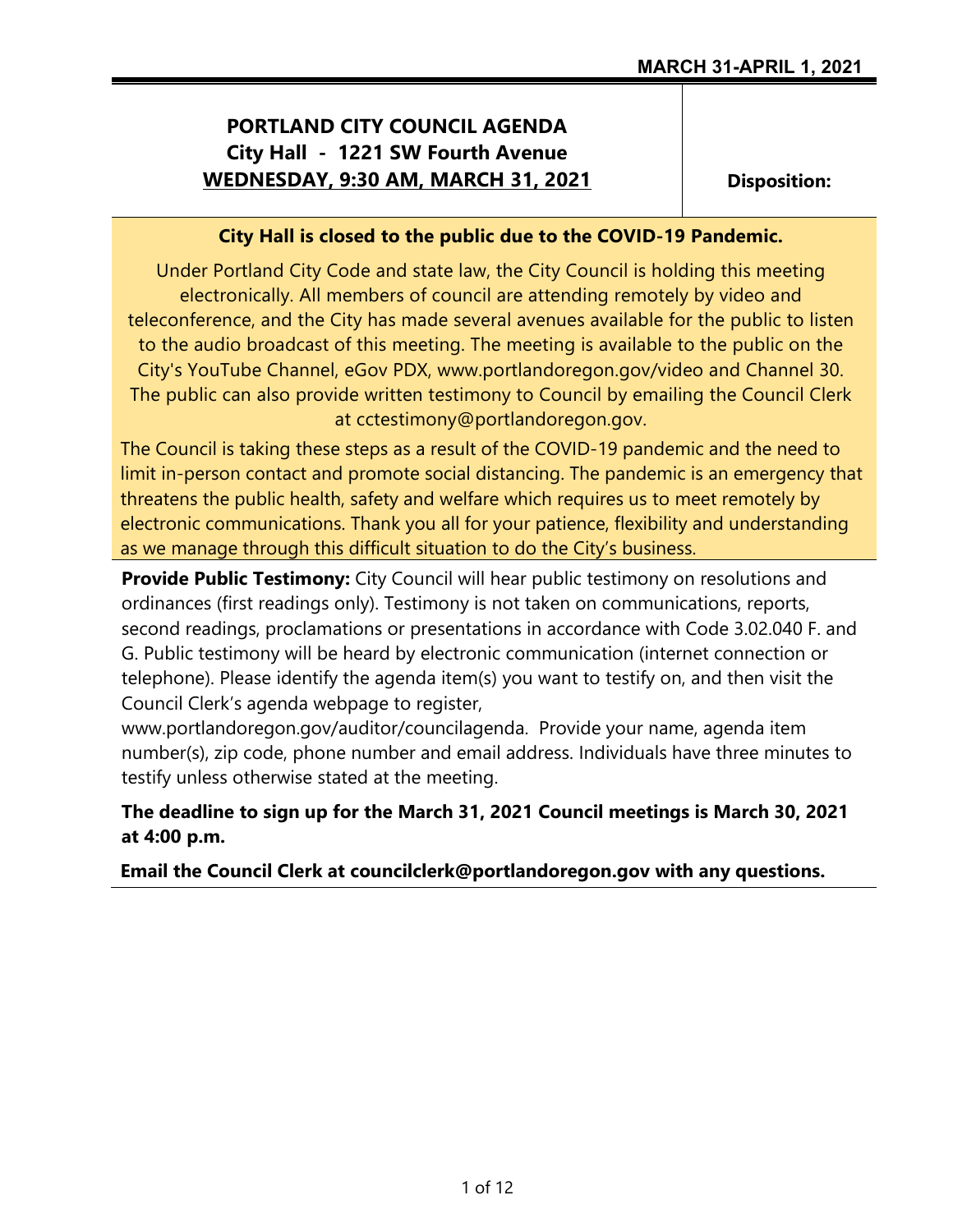**MARCH 31-APRIL 1, 2021**

# PORTLAND CITY COUNCIL AGENDA
## City Hall - 1221 SW Fourth Avenue
## WEDNESDAY, 9:30 AM, MARCH 31, 2021

**Disposition:**

**City Hall is closed to the public due to the COVID-19 Pandemic.**

Under Portland City Code and state law, the City Council is holding this meeting electronically. All members of council are attending remotely by video and teleconference, and the City has made several avenues available for the public to listen to the audio broadcast of this meeting. The meeting is available to the public on the City's YouTube Channel, eGov PDX, www.portlandoregon.gov/video and Channel 30. The public can also provide written testimony to Council by emailing the Council Clerk at cctestimony@portlandoregon.gov.

The Council is taking these steps as a result of the COVID-19 pandemic and the need to limit in-person contact and promote social distancing. The pandemic is an emergency that threatens the public health, safety and welfare which requires us to meet remotely by electronic communications. Thank you all for your patience, flexibility and understanding as we manage through this difficult situation to do the City's business.

**Provide Public Testimony:** City Council will hear public testimony on resolutions and ordinances (first readings only). Testimony is not taken on communications, reports, second readings, proclamations or presentations in accordance with Code 3.02.040 F. and G. Public testimony will be heard by electronic communication (internet connection or telephone). Please identify the agenda item(s) you want to testify on, and then visit the Council Clerk's agenda webpage to register, www.portlandoregon.gov/auditor/councilagenda. Provide your name, agenda item number(s), zip code, phone number and email address. Individuals have three minutes to testify unless otherwise stated at the meeting.

**The deadline to sign up for the March 31, 2021 Council meetings is March 30, 2021 at 4:00 p.m.**

**Email the Council Clerk at councilclerk@portlandoregon.gov with any questions.**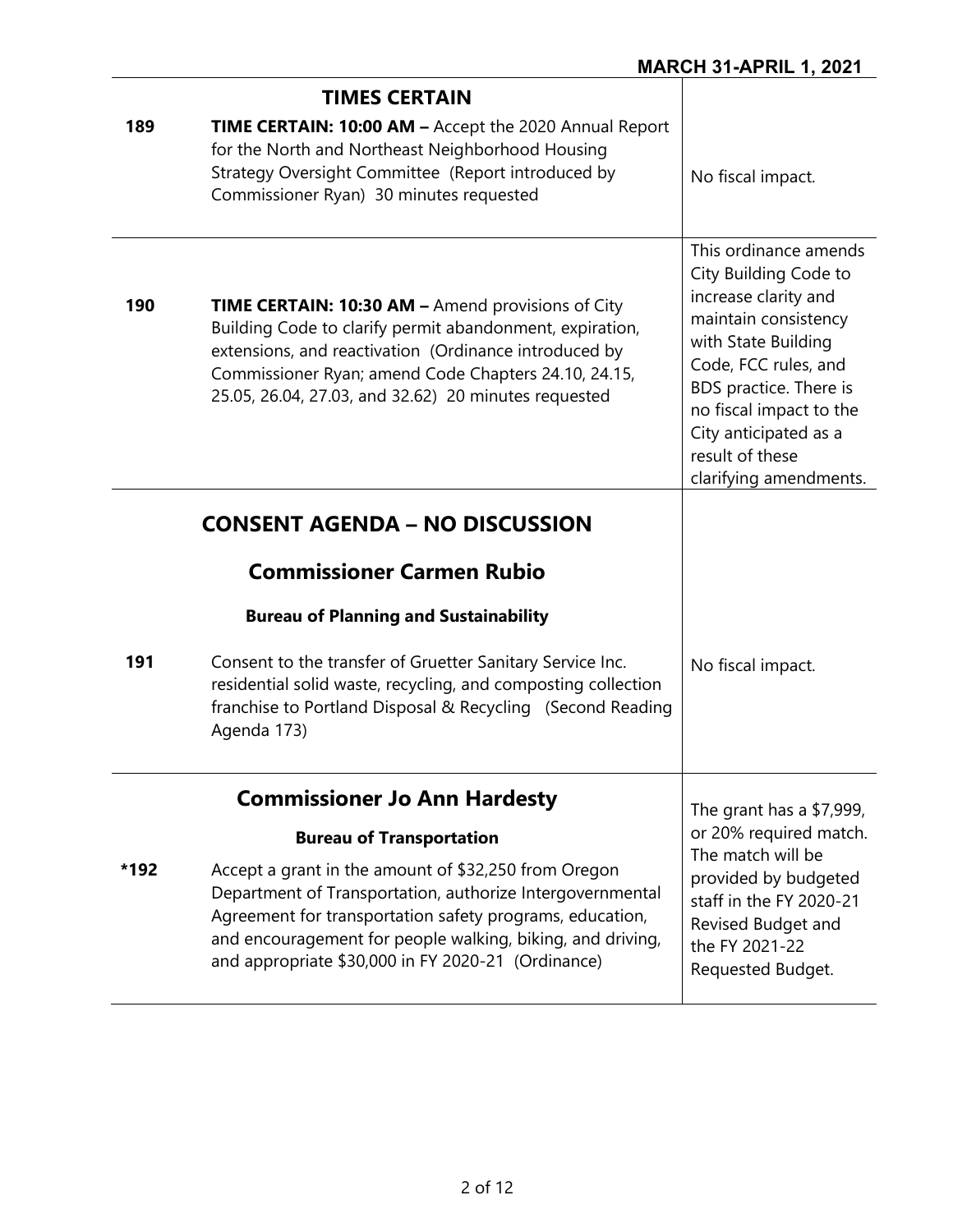**MARCH 31-APRIL 1, 2021**

## TIMES CERTAIN

| | | |
|---|---|---|
| **189** | **TIME CERTAIN: 10:00 AM –** Accept the 2020 Annual Report for the North and Northeast Neighborhood Housing Strategy Oversight Committee (Report introduced by Commissioner Ryan) 30 minutes requested | No fiscal impact. |
| **190** | **TIME CERTAIN: 10:30 AM –** Amend provisions of City Building Code to clarify permit abandonment, expiration, extensions, and reactivation (Ordinance introduced by Commissioner Ryan; amend Code Chapters 24.10, 24.15, 25.05, 26.04, 27.03, and 32.62) 20 minutes requested | This ordinance amends City Building Code to increase clarity and maintain consistency with State Building Code, FCC rules, and BDS practice. There is no fiscal impact to the City anticipated as a result of these clarifying amendments. |

## CONSENT AGENDA – NO DISCUSSION

### Commissioner Carmen Rubio

#### Bureau of Planning and Sustainability

| | | |
|---|---|---|
| **191** | Consent to the transfer of Gruetter Sanitary Service Inc. residential solid waste, recycling, and composting collection franchise to Portland Disposal & Recycling (Second Reading Agenda 173) | No fiscal impact. |

### Commissioner Jo Ann Hardesty

#### Bureau of Transportation

| | | |
|---|---|---|
| **\*192** | Accept a grant in the amount of $32,250 from Oregon Department of Transportation, authorize Intergovernmental Agreement for transportation safety programs, education, and encouragement for people walking, biking, and driving, and appropriate $30,000 in FY 2020-21 (Ordinance) | The grant has a $7,999, or 20% required match. The match will be provided by budgeted staff in the FY 2020-21 Revised Budget and the FY 2021-22 Requested Budget. |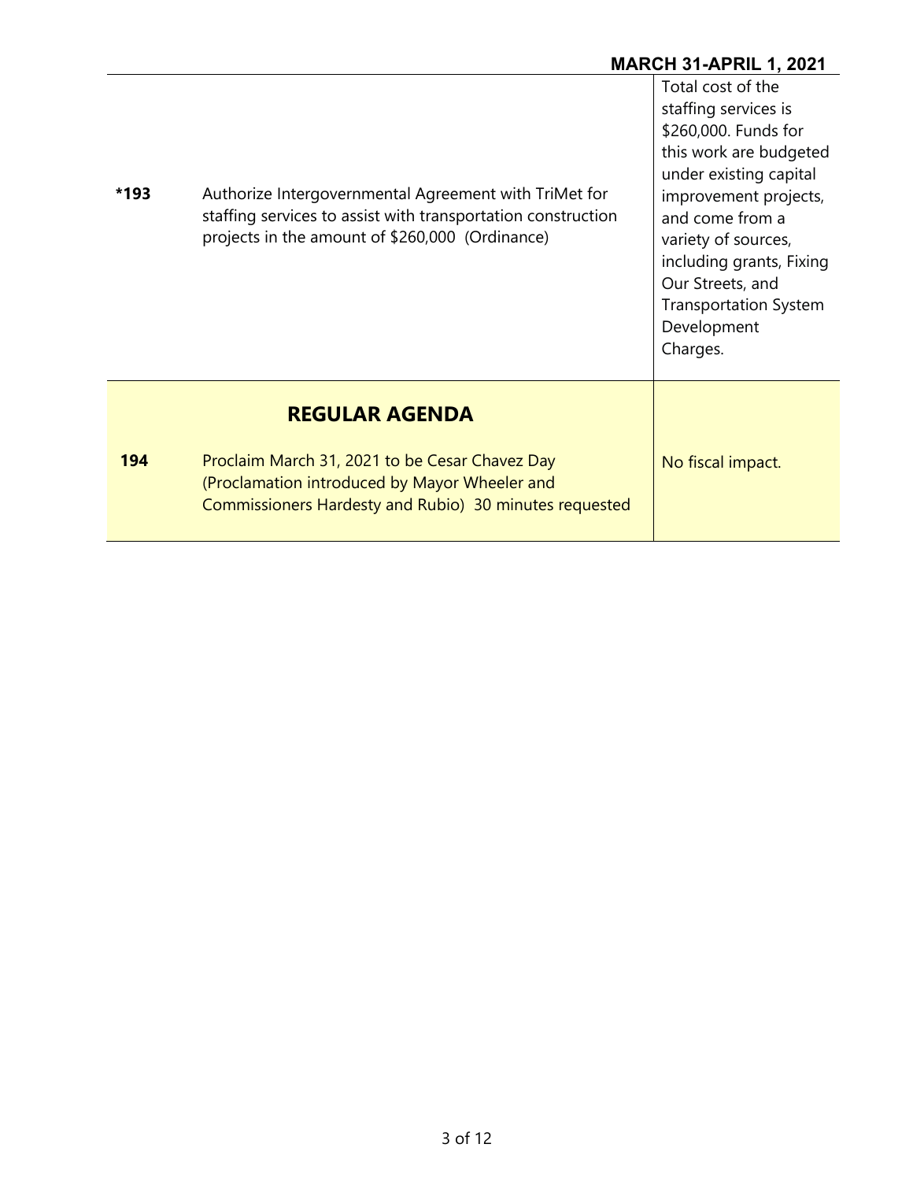| | | |
|---|---|---|
| *193 | Authorize Intergovernmental Agreement with TriMet for staffing services to assist with transportation construction projects in the amount of $260,000 (Ordinance) | Total cost of the staffing services is $260,000. Funds for this work are budgeted under existing capital improvement projects, and come from a variety of sources, including grants, Fixing Our Streets, and Transportation System Development Charges. |

## REGULAR AGENDA

| | | |
|---|---|---|
| 194 | Proclaim March 31, 2021 to be Cesar Chavez Day (Proclamation introduced by Mayor Wheeler and Commissioners Hardesty and Rubio) 30 minutes requested | No fiscal impact. |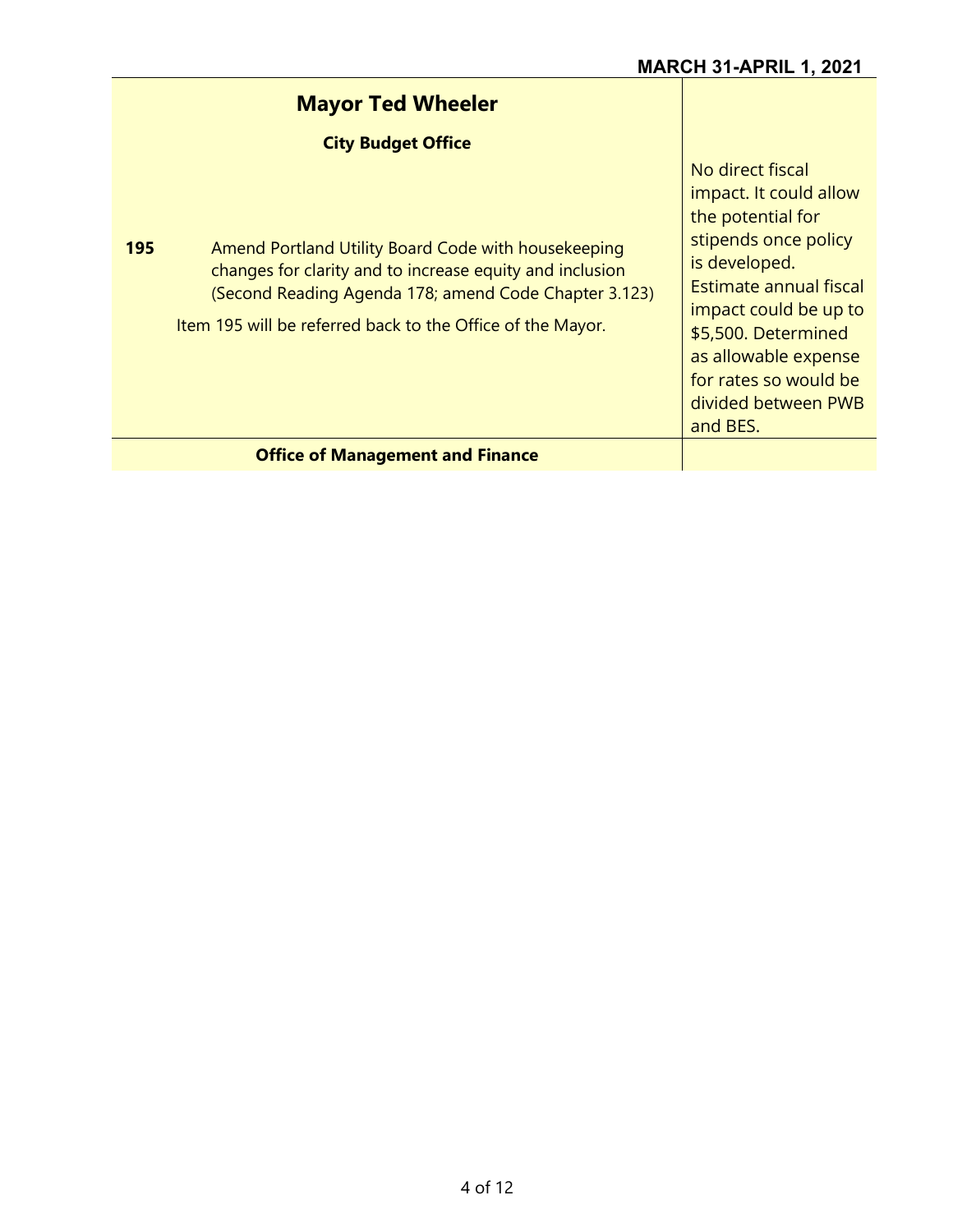| Mayor Ted Wheeler | |
|---|---|
| **City Budget Office** | |
| **195** Amend Portland Utility Board Code with housekeeping changes for clarity and to increase equity and inclusion (Second Reading Agenda 178; amend Code Chapter 3.123)<br><br>Item 195 will be referred back to the Office of the Mayor. | No direct fiscal impact. It could allow the potential for stipends once policy is developed. Estimate annual fiscal impact could be up to $5,500. Determined as allowable expense for rates so would be divided between PWB and BES. |
| **Office of Management and Finance** | |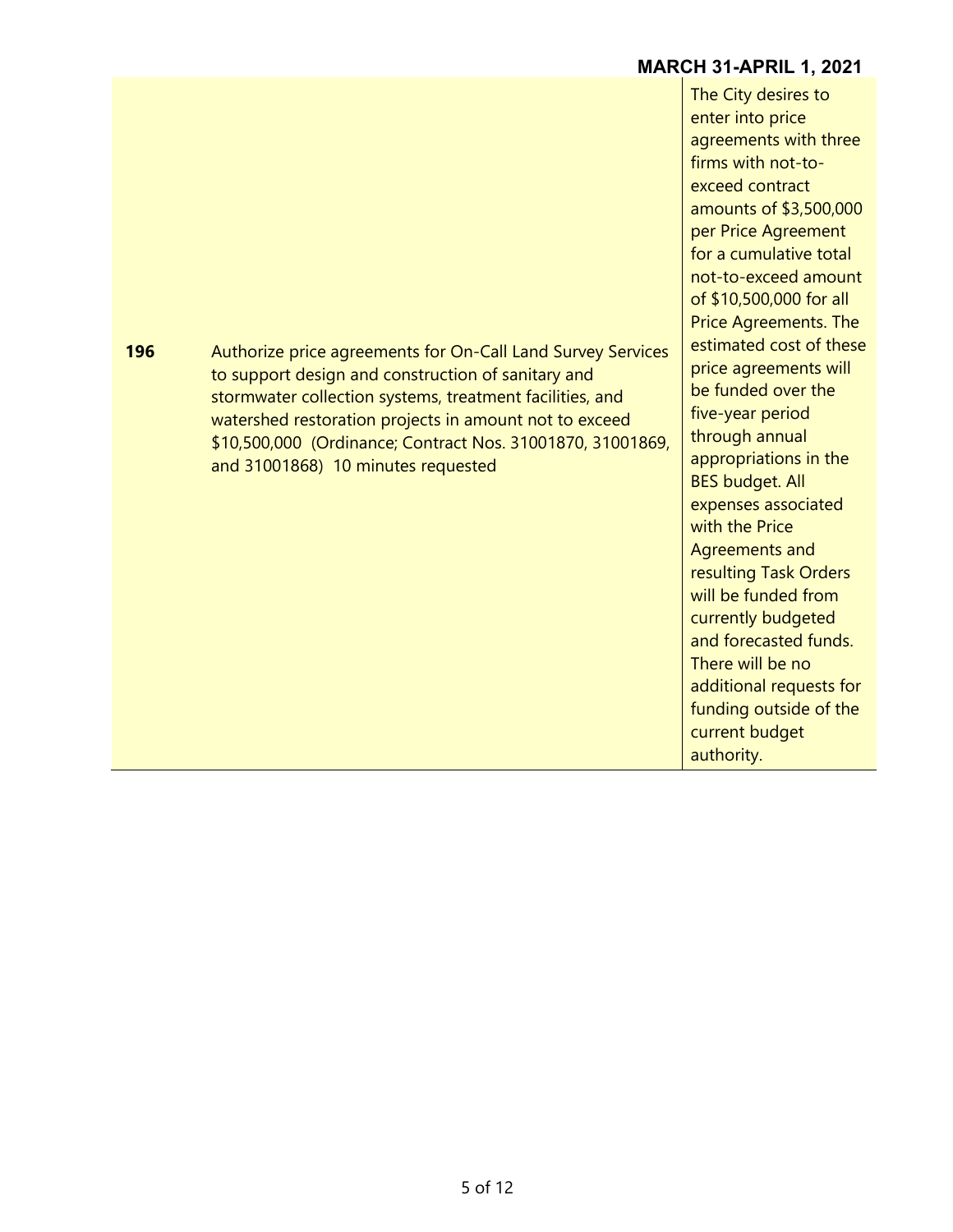| | | |
|---|---|---|
| **196** | Authorize price agreements for On-Call Land Survey Services to support design and construction of sanitary and stormwater collection systems, treatment facilities, and watershed restoration projects in amount not to exceed $10,500,000 (Ordinance; Contract Nos. 31001870, 31001869, and 31001868) 10 minutes requested | The City desires to enter into price agreements with three firms with not-to-exceed contract amounts of $3,500,000 per Price Agreement for a cumulative total not-to-exceed amount of $10,500,000 for all Price Agreements. The estimated cost of these price agreements will be funded over the five-year period through annual appropriations in the BES budget. All expenses associated with the Price Agreements and resulting Task Orders will be funded from currently budgeted and forecasted funds. There will be no additional requests for funding outside of the current budget authority. |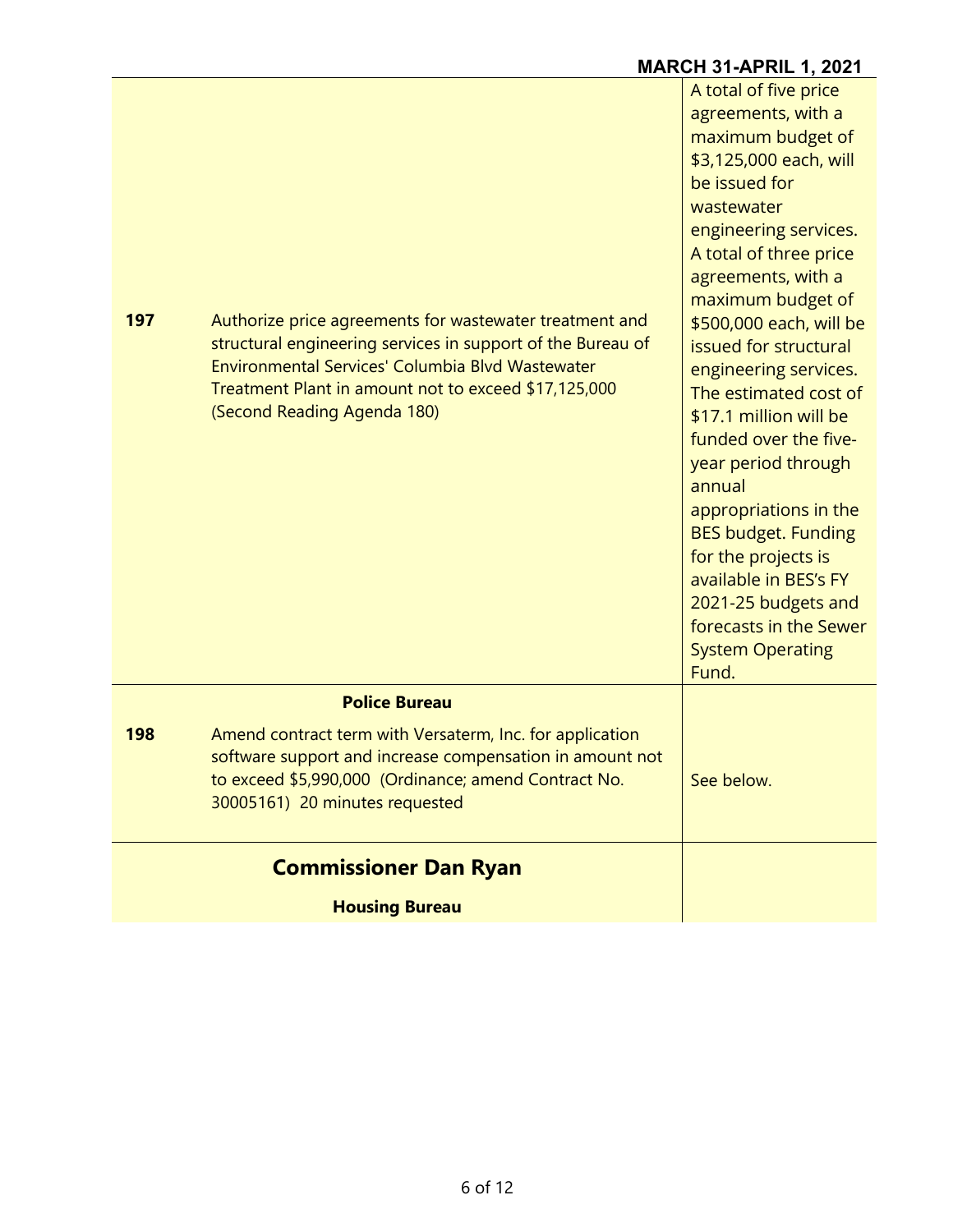| | | |
|---|---|---|
| **197** | Authorize price agreements for wastewater treatment and structural engineering services in support of the Bureau of Environmental Services' Columbia Blvd Wastewater Treatment Plant in amount not to exceed $17,125,000 (Second Reading Agenda 180) | A total of five price agreements, with a maximum budget of $3,125,000 each, will be issued for wastewater engineering services. A total of three price agreements, with a maximum budget of $500,000 each, will be issued for structural engineering services. The estimated cost of $17.1 million will be funded over the five-year period through annual appropriations in the BES budget. Funding for the projects is available in BES's FY 2021-25 budgets and forecasts in the Sewer System Operating Fund. |
| | **Police Bureau** | |
| **198** | Amend contract term with Versaterm, Inc. for application software support and increase compensation in amount not to exceed $5,990,000 (Ordinance; amend Contract No. 30005161) 20 minutes requested | See below. |

## Commissioner Dan Ryan

**Housing Bureau**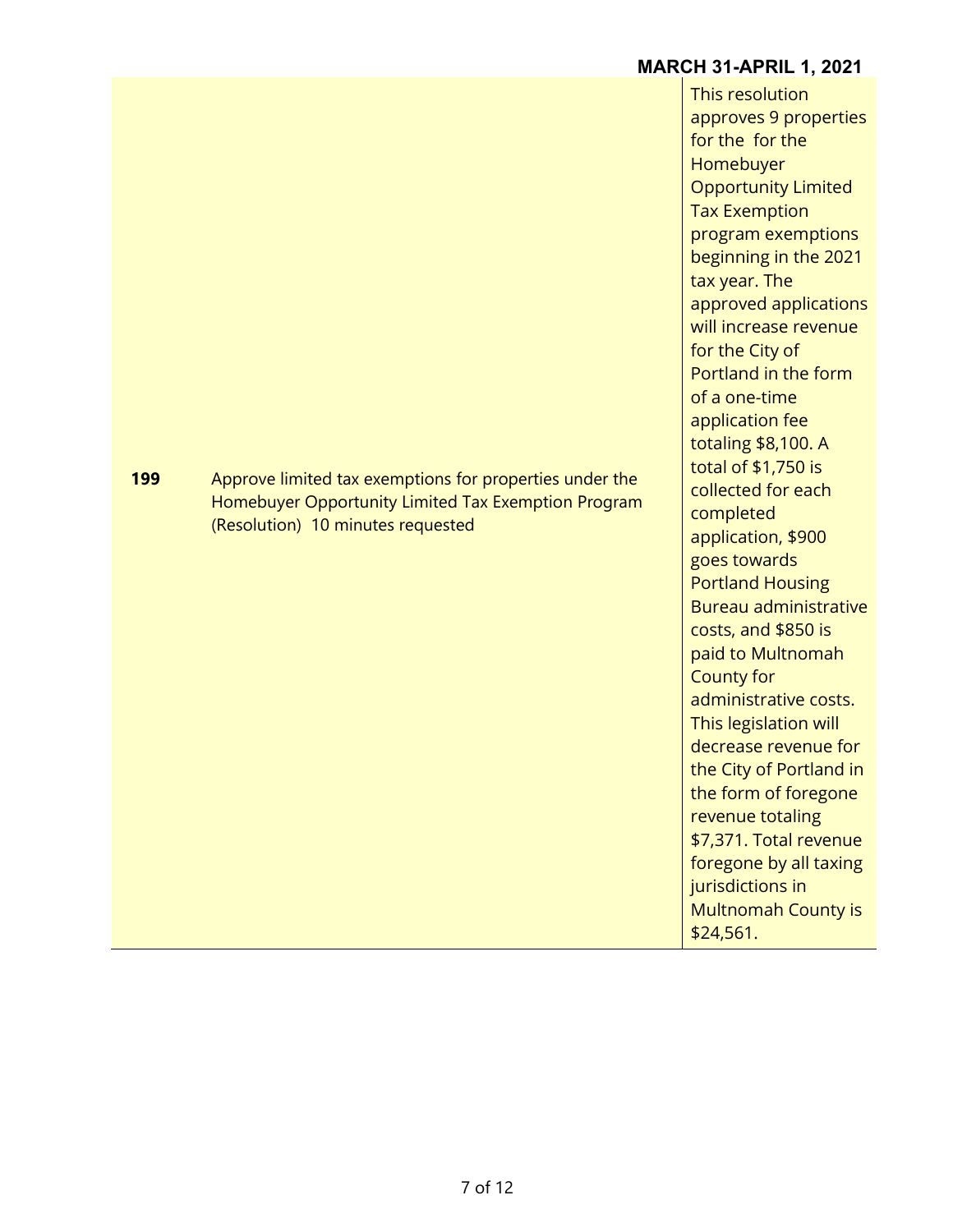| | | |
|---|---|---|
| **199** | Approve limited tax exemptions for properties under the Homebuyer Opportunity Limited Tax Exemption Program (Resolution) 10 minutes requested | This resolution approves 9 properties for the for the Homebuyer Opportunity Limited Tax Exemption program exemptions beginning in the 2021 tax year. The approved applications will increase revenue for the City of Portland in the form of a one-time application fee totaling $8,100. A total of $1,750 is collected for each completed application, $900 goes towards Portland Housing Bureau administrative costs, and $850 is paid to Multnomah County for administrative costs. This legislation will decrease revenue for the City of Portland in the form of foregone revenue totaling $7,371. Total revenue foregone by all taxing jurisdictions in Multnomah County is $24,561. |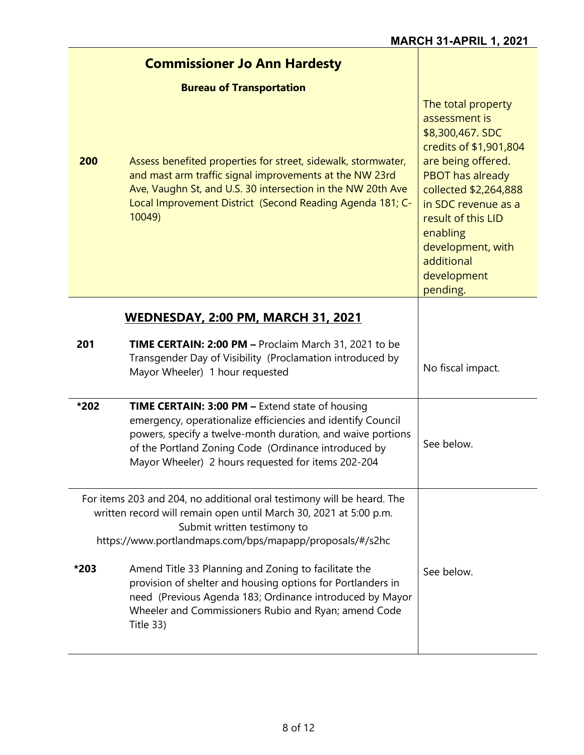**MARCH 31-APRIL 1, 2021**

| | | |
|---|---|---|
| | **Commissioner Jo Ann Hardesty** | |
| | **Bureau of Transportation** | |
| **200** | Assess benefited properties for street, sidewalk, stormwater, and mast arm traffic signal improvements at the NW 23rd Ave, Vaughn St, and U.S. 30 intersection in the NW 20th Ave Local Improvement District (Second Reading Agenda 181; C-10049) | The total property assessment is $8,300,467. SDC credits of $1,901,804 are being offered. PBOT has already collected $2,264,888 in SDC revenue as a result of this LID enabling development, with additional development pending. |
| | **WEDNESDAY, 2:00 PM, MARCH 31, 2021** | |
| **201** | **TIME CERTAIN: 2:00 PM –** Proclaim March 31, 2021 to be Transgender Day of Visibility (Proclamation introduced by Mayor Wheeler) 1 hour requested | No fiscal impact. |
| ***202** | **TIME CERTAIN: 3:00 PM –** Extend state of housing emergency, operationalize efficiencies and identify Council powers, specify a twelve-month duration, and waive portions of the Portland Zoning Code (Ordinance introduced by Mayor Wheeler) 2 hours requested for items 202-204 | See below. |
| | For items 203 and 204, no additional oral testimony will be heard. The written record will remain open until March 30, 2021 at 5:00 p.m. Submit written testimony to https://www.portlandmaps.com/bps/mapapp/proposals/#/s2hc | |
| ***203** | Amend Title 33 Planning and Zoning to facilitate the provision of shelter and housing options for Portlanders in need (Previous Agenda 183; Ordinance introduced by Mayor Wheeler and Commissioners Rubio and Ryan; amend Code Title 33) | See below. |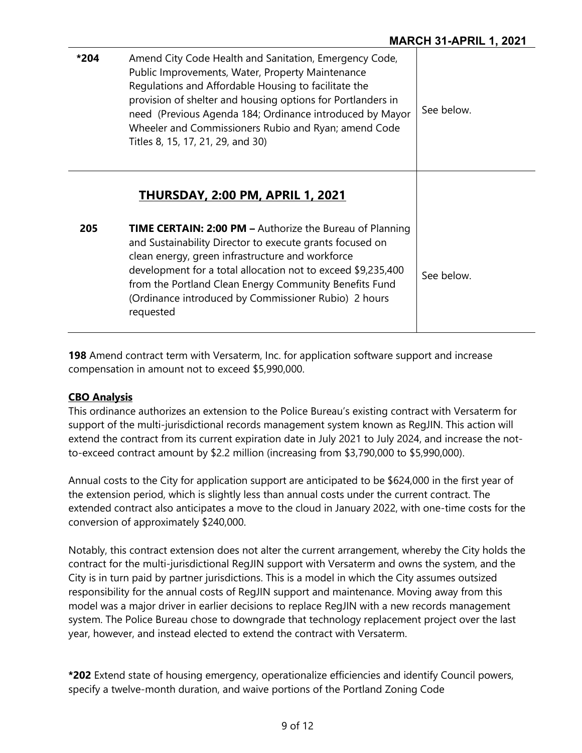| | | |
|---|---|---|
| *204 | Amend City Code Health and Sanitation, Emergency Code, Public Improvements, Water, Property Maintenance Regulations and Affordable Housing to facilitate the provision of shelter and housing options for Portlanders in need (Previous Agenda 184; Ordinance introduced by Mayor Wheeler and Commissioners Rubio and Ryan; amend Code Titles 8, 15, 17, 21, 29, and 30) | See below. |
| | **THURSDAY, 2:00 PM, APRIL 1, 2021** | |
| 205 | **TIME CERTAIN: 2:00 PM –** Authorize the Bureau of Planning and Sustainability Director to execute grants focused on clean energy, green infrastructure and workforce development for a total allocation not to exceed $9,235,400 from the Portland Clean Energy Community Benefits Fund (Ordinance introduced by Commissioner Rubio) 2 hours requested | See below. |

**198** Amend contract term with Versaterm, Inc. for application software support and increase compensation in amount not to exceed $5,990,000.

**CBO Analysis**

This ordinance authorizes an extension to the Police Bureau's existing contract with Versaterm for support of the multi-jurisdictional records management system known as RegJIN. This action will extend the contract from its current expiration date in July 2021 to July 2024, and increase the not-to-exceed contract amount by $2.2 million (increasing from $3,790,000 to $5,990,000).

Annual costs to the City for application support are anticipated to be $624,000 in the first year of the extension period, which is slightly less than annual costs under the current contract. The extended contract also anticipates a move to the cloud in January 2022, with one-time costs for the conversion of approximately $240,000.

Notably, this contract extension does not alter the current arrangement, whereby the City holds the contract for the multi-jurisdictional RegJIN support with Versaterm and owns the system, and the City is in turn paid by partner jurisdictions. This is a model in which the City assumes outsized responsibility for the annual costs of RegJIN support and maintenance. Moving away from this model was a major driver in earlier decisions to replace RegJIN with a new records management system. The Police Bureau chose to downgrade that technology replacement project over the last year, however, and instead elected to extend the contract with Versaterm.

***202** Extend state of housing emergency, operationalize efficiencies and identify Council powers, specify a twelve-month duration, and waive portions of the Portland Zoning Code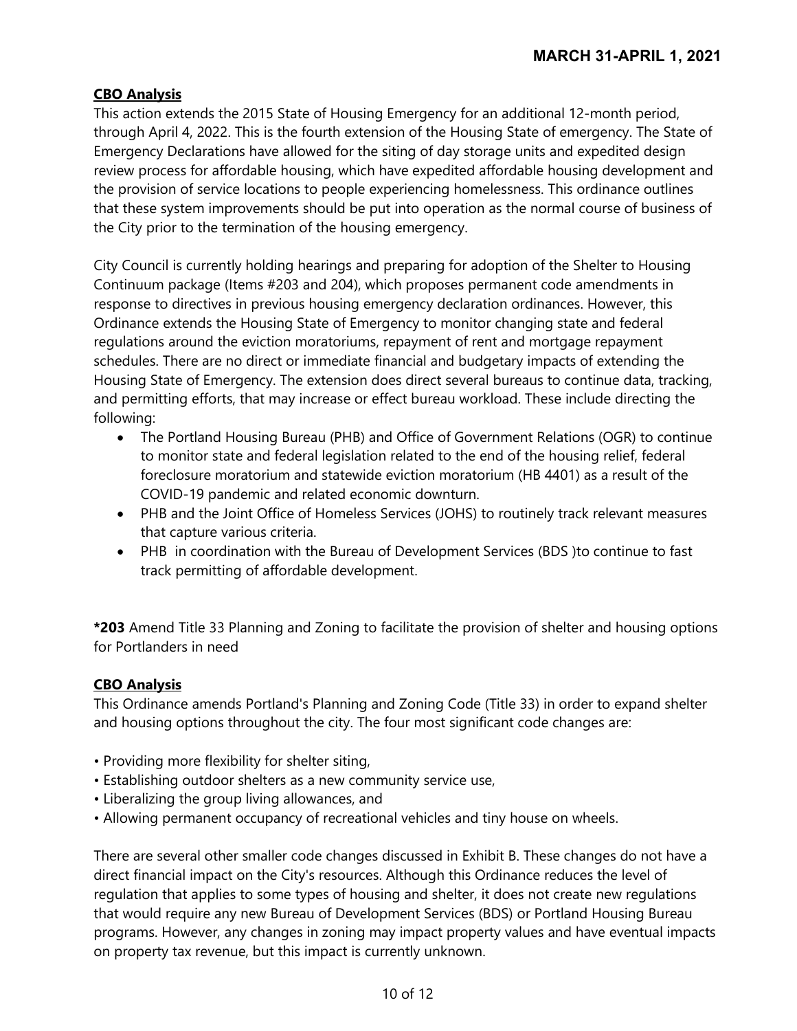**CBO Analysis**

This action extends the 2015 State of Housing Emergency for an additional 12-month period, through April 4, 2022. This is the fourth extension of the Housing State of emergency. The State of Emergency Declarations have allowed for the siting of day storage units and expedited design review process for affordable housing, which have expedited affordable housing development and the provision of service locations to people experiencing homelessness. This ordinance outlines that these system improvements should be put into operation as the normal course of business of the City prior to the termination of the housing emergency.

City Council is currently holding hearings and preparing for adoption of the Shelter to Housing Continuum package (Items #203 and 204), which proposes permanent code amendments in response to directives in previous housing emergency declaration ordinances. However, this Ordinance extends the Housing State of Emergency to monitor changing state and federal regulations around the eviction moratoriums, repayment of rent and mortgage repayment schedules. There are no direct or immediate financial and budgetary impacts of extending the Housing State of Emergency. The extension does direct several bureaus to continue data, tracking, and permitting efforts, that may increase or effect bureau workload. These include directing the following:

- The Portland Housing Bureau (PHB) and Office of Government Relations (OGR) to continue to monitor state and federal legislation related to the end of the housing relief, federal foreclosure moratorium and statewide eviction moratorium (HB 4401) as a result of the COVID-19 pandemic and related economic downturn.
- PHB and the Joint Office of Homeless Services (JOHS) to routinely track relevant measures that capture various criteria.
- PHB in coordination with the Bureau of Development Services (BDS )to continue to fast track permitting of affordable development.

**\*203** Amend Title 33 Planning and Zoning to facilitate the provision of shelter and housing options for Portlanders in need

**CBO Analysis**

This Ordinance amends Portland's Planning and Zoning Code (Title 33) in order to expand shelter and housing options throughout the city. The four most significant code changes are:

- Providing more flexibility for shelter siting,
- Establishing outdoor shelters as a new community service use,
- Liberalizing the group living allowances, and
- Allowing permanent occupancy of recreational vehicles and tiny house on wheels.

There are several other smaller code changes discussed in Exhibit B. These changes do not have a direct financial impact on the City's resources. Although this Ordinance reduces the level of regulation that applies to some types of housing and shelter, it does not create new regulations that would require any new Bureau of Development Services (BDS) or Portland Housing Bureau programs. However, any changes in zoning may impact property values and have eventual impacts on property tax revenue, but this impact is currently unknown.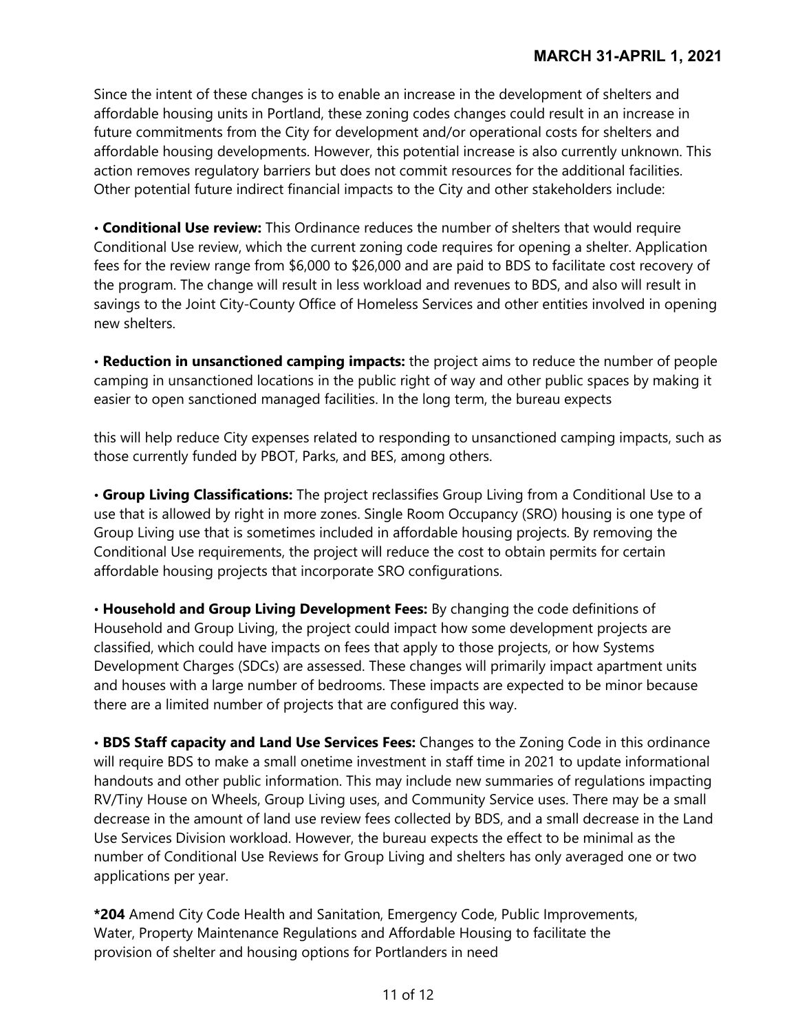Since the intent of these changes is to enable an increase in the development of shelters and affordable housing units in Portland, these zoning codes changes could result in an increase in future commitments from the City for development and/or operational costs for shelters and affordable housing developments. However, this potential increase is also currently unknown. This action removes regulatory barriers but does not commit resources for the additional facilities. Other potential future indirect financial impacts to the City and other stakeholders include:

• **Conditional Use review:** This Ordinance reduces the number of shelters that would require Conditional Use review, which the current zoning code requires for opening a shelter. Application fees for the review range from $6,000 to $26,000 and are paid to BDS to facilitate cost recovery of the program. The change will result in less workload and revenues to BDS, and also will result in savings to the Joint City-County Office of Homeless Services and other entities involved in opening new shelters.

• **Reduction in unsanctioned camping impacts:** the project aims to reduce the number of people camping in unsanctioned locations in the public right of way and other public spaces by making it easier to open sanctioned managed facilities. In the long term, the bureau expects this will help reduce City expenses related to responding to unsanctioned camping impacts, such as those currently funded by PBOT, Parks, and BES, among others.

• **Group Living Classifications:** The project reclassifies Group Living from a Conditional Use to a use that is allowed by right in more zones. Single Room Occupancy (SRO) housing is one type of Group Living use that is sometimes included in affordable housing projects. By removing the Conditional Use requirements, the project will reduce the cost to obtain permits for certain affordable housing projects that incorporate SRO configurations.

• **Household and Group Living Development Fees:** By changing the code definitions of Household and Group Living, the project could impact how some development projects are classified, which could have impacts on fees that apply to those projects, or how Systems Development Charges (SDCs) are assessed. These changes will primarily impact apartment units and houses with a large number of bedrooms. These impacts are expected to be minor because there are a limited number of projects that are configured this way.

• **BDS Staff capacity and Land Use Services Fees:** Changes to the Zoning Code in this ordinance will require BDS to make a small onetime investment in staff time in 2021 to update informational handouts and other public information. This may include new summaries of regulations impacting RV/Tiny House on Wheels, Group Living uses, and Community Service uses. There may be a small decrease in the amount of land use review fees collected by BDS, and a small decrease in the Land Use Services Division workload. However, the bureau expects the effect to be minimal as the number of Conditional Use Reviews for Group Living and shelters has only averaged one or two applications per year.

**\*204** Amend City Code Health and Sanitation, Emergency Code, Public Improvements, Water, Property Maintenance Regulations and Affordable Housing to facilitate the provision of shelter and housing options for Portlanders in need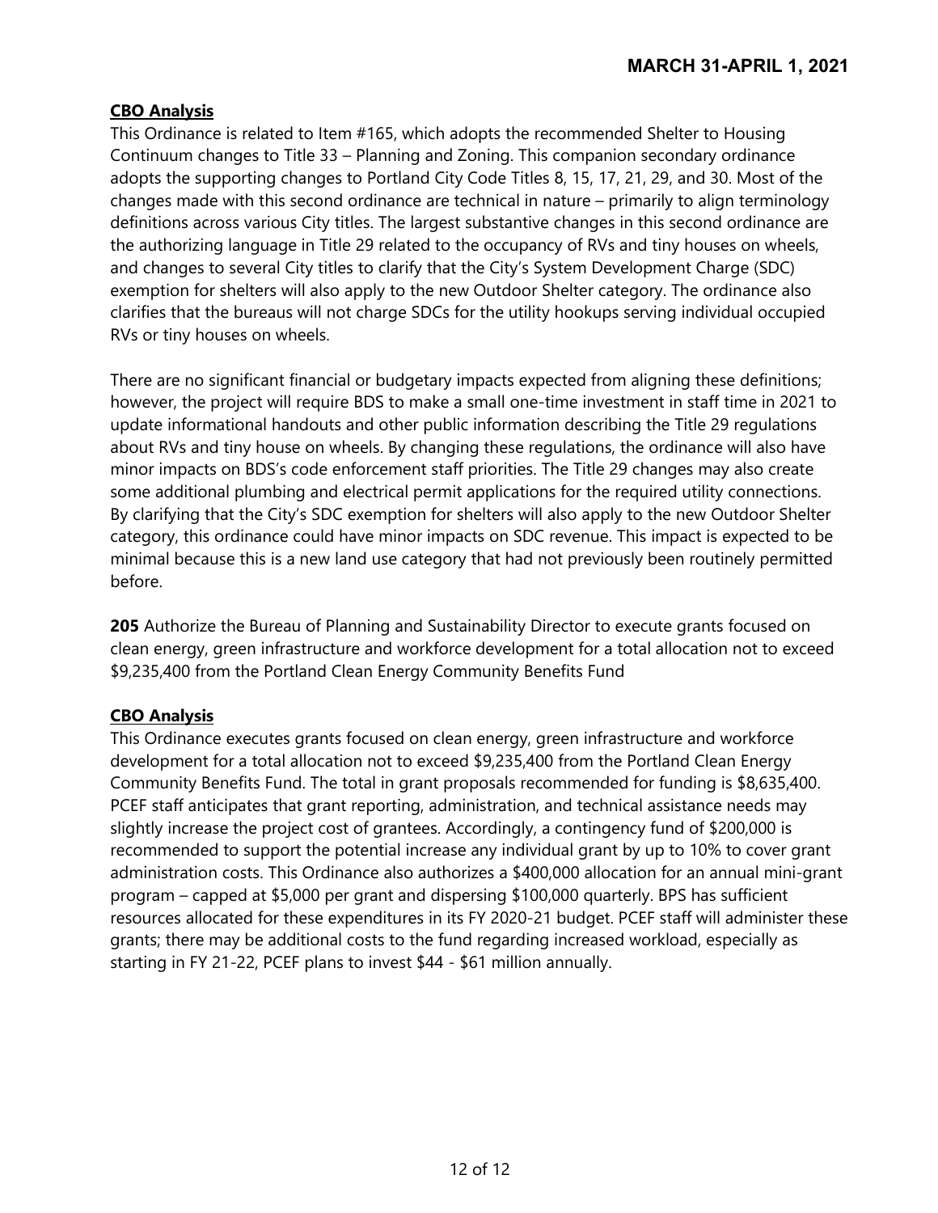**CBO Analysis**

This Ordinance is related to Item #165, which adopts the recommended Shelter to Housing Continuum changes to Title 33 – Planning and Zoning. This companion secondary ordinance adopts the supporting changes to Portland City Code Titles 8, 15, 17, 21, 29, and 30. Most of the changes made with this second ordinance are technical in nature – primarily to align terminology definitions across various City titles. The largest substantive changes in this second ordinance are the authorizing language in Title 29 related to the occupancy of RVs and tiny houses on wheels, and changes to several City titles to clarify that the City's System Development Charge (SDC) exemption for shelters will also apply to the new Outdoor Shelter category. The ordinance also clarifies that the bureaus will not charge SDCs for the utility hookups serving individual occupied RVs or tiny houses on wheels.

There are no significant financial or budgetary impacts expected from aligning these definitions; however, the project will require BDS to make a small one-time investment in staff time in 2021 to update informational handouts and other public information describing the Title 29 regulations about RVs and tiny house on wheels. By changing these regulations, the ordinance will also have minor impacts on BDS's code enforcement staff priorities. The Title 29 changes may also create some additional plumbing and electrical permit applications for the required utility connections. By clarifying that the City's SDC exemption for shelters will also apply to the new Outdoor Shelter category, this ordinance could have minor impacts on SDC revenue. This impact is expected to be minimal because this is a new land use category that had not previously been routinely permitted before.

**205** Authorize the Bureau of Planning and Sustainability Director to execute grants focused on clean energy, green infrastructure and workforce development for a total allocation not to exceed $9,235,400 from the Portland Clean Energy Community Benefits Fund

**CBO Analysis**

This Ordinance executes grants focused on clean energy, green infrastructure and workforce development for a total allocation not to exceed $9,235,400 from the Portland Clean Energy Community Benefits Fund. The total in grant proposals recommended for funding is $8,635,400. PCEF staff anticipates that grant reporting, administration, and technical assistance needs may slightly increase the project cost of grantees. Accordingly, a contingency fund of $200,000 is recommended to support the potential increase any individual grant by up to 10% to cover grant administration costs. This Ordinance also authorizes a $400,000 allocation for an annual mini-grant program – capped at $5,000 per grant and dispersing $100,000 quarterly. BPS has sufficient resources allocated for these expenditures in its FY 2020-21 budget. PCEF staff will administer these grants; there may be additional costs to the fund regarding increased workload, especially as starting in FY 21-22, PCEF plans to invest $44 - $61 million annually.